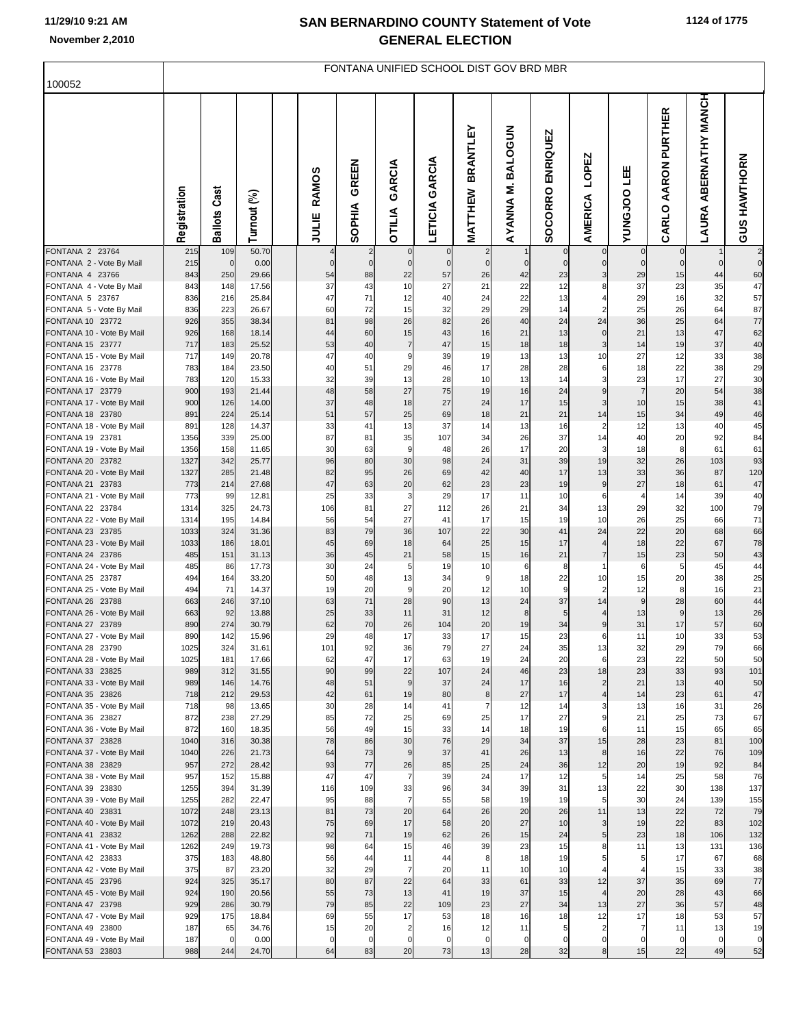# SAN BERNARDINO COUNTY Statement of Vote
# GENERAL ELECTION

November 2,2010

## FONTANA UNIFIED SCHOOL DIST GOV BRD MBR

100052

| | Registration | Ballots Cast | Turnout (%) | | JULIE RAMOS | SOPHIA GREEN | OTILIA GARCIA | LETICIA GARCIA | MATTHEW BRANTLEY | AYANNA M. BALOGUN | SOCORRO ENRIQUEZ | AMERICA LOPEZ | YUNGJOO LEE | CARLO AARON PURTHER | LAURA ABERNATHY MANCH | GUS HAWTHORN |
|---|---|---|---|---|---|---|---|---|---|---|---|---|---|---|---|---|
| FONTANA 2 23764 | 215 | 109 | 50.70 | | 4 | 2 | 0 | 0 | 2 | 1 | 0 | 0 | 0 | 0 | 1 | 2 |
| FONTANA 2 - Vote By Mail | 215 | 0 | 0.00 | | 0 | 0 | 0 | 0 | 0 | 0 | 0 | 0 | 0 | 0 | 0 | 0 |
| FONTANA 4 23766 | 843 | 250 | 29.66 | | 54 | 88 | 22 | 57 | 26 | 42 | 23 | 3 | 29 | 15 | 44 | 60 |
| FONTANA 4 - Vote By Mail | 843 | 148 | 17.56 | | 37 | 43 | 10 | 27 | 21 | 22 | 12 | 8 | 37 | 23 | 35 | 47 |
| FONTANA 5 23767 | 836 | 216 | 25.84 | | 47 | 71 | 12 | 40 | 24 | 22 | 13 | 4 | 29 | 16 | 32 | 57 |
| FONTANA 5 - Vote By Mail | 836 | 223 | 26.67 | | 60 | 72 | 15 | 32 | 29 | 29 | 14 | 2 | 25 | 26 | 64 | 87 |
| FONTANA 10 23772 | 926 | 355 | 38.34 | | 81 | 98 | 26 | 82 | 26 | 40 | 24 | 24 | 36 | 25 | 64 | 77 |
| FONTANA 10 - Vote By Mail | 926 | 168 | 18.14 | | 44 | 60 | 15 | 43 | 16 | 21 | 13 | 0 | 21 | 13 | 47 | 62 |
| FONTANA 15 23777 | 717 | 183 | 25.52 | | 53 | 40 | 7 | 47 | 15 | 18 | 18 | 3 | 14 | 19 | 37 | 40 |
| FONTANA 15 - Vote By Mail | 717 | 149 | 20.78 | | 47 | 40 | 9 | 39 | 19 | 13 | 13 | 10 | 27 | 12 | 33 | 38 |
| FONTANA 16 23778 | 783 | 184 | 23.50 | | 40 | 51 | 29 | 46 | 17 | 28 | 28 | 6 | 18 | 22 | 38 | 29 |
| FONTANA 16 - Vote By Mail | 783 | 120 | 15.33 | | 32 | 39 | 13 | 28 | 10 | 13 | 14 | 3 | 23 | 17 | 27 | 30 |
| FONTANA 17 23779 | 900 | 193 | 21.44 | | 48 | 58 | 27 | 75 | 19 | 16 | 24 | 9 | 7 | 20 | 54 | 38 |
| FONTANA 17 - Vote By Mail | 900 | 126 | 14.00 | | 37 | 48 | 18 | 27 | 24 | 17 | 15 | 3 | 10 | 15 | 38 | 41 |
| FONTANA 18 23780 | 891 | 224 | 25.14 | | 51 | 57 | 25 | 69 | 18 | 21 | 21 | 14 | 15 | 34 | 49 | 46 |
| FONTANA 18 - Vote By Mail | 891 | 128 | 14.37 | | 33 | 41 | 13 | 37 | 14 | 13 | 16 | 2 | 12 | 13 | 40 | 45 |
| FONTANA 19 23781 | 1356 | 339 | 25.00 | | 87 | 81 | 35 | 107 | 34 | 26 | 37 | 14 | 40 | 20 | 92 | 84 |
| FONTANA 19 - Vote By Mail | 1356 | 158 | 11.65 | | 30 | 63 | 9 | 48 | 26 | 17 | 20 | 3 | 18 | 8 | 61 | 61 |
| FONTANA 20 23782 | 1327 | 342 | 25.77 | | 96 | 80 | 30 | 98 | 24 | 31 | 39 | 19 | 32 | 26 | 103 | 93 |
| FONTANA 20 - Vote By Mail | 1327 | 285 | 21.48 | | 82 | 95 | 26 | 69 | 42 | 40 | 17 | 13 | 33 | 36 | 87 | 120 |
| FONTANA 21 23783 | 773 | 214 | 27.68 | | 47 | 63 | 20 | 62 | 23 | 23 | 19 | 9 | 27 | 18 | 61 | 47 |
| FONTANA 21 - Vote By Mail | 773 | 99 | 12.81 | | 25 | 33 | 3 | 29 | 17 | 11 | 10 | 6 | 4 | 14 | 39 | 40 |
| FONTANA 22 23784 | 1314 | 325 | 24.73 | | 106 | 81 | 27 | 112 | 26 | 21 | 34 | 13 | 29 | 32 | 100 | 79 |
| FONTANA 22 - Vote By Mail | 1314 | 195 | 14.84 | | 56 | 54 | 27 | 41 | 17 | 15 | 19 | 10 | 26 | 25 | 66 | 71 |
| FONTANA 23 23785 | 1033 | 324 | 31.36 | | 83 | 79 | 36 | 107 | 22 | 30 | 41 | 24 | 22 | 20 | 68 | 66 |
| FONTANA 23 - Vote By Mail | 1033 | 186 | 18.01 | | 45 | 69 | 18 | 64 | 25 | 15 | 17 | 4 | 18 | 22 | 67 | 78 |
| FONTANA 24 23786 | 485 | 151 | 31.13 | | 36 | 45 | 21 | 58 | 15 | 16 | 21 | 7 | 15 | 23 | 50 | 43 |
| FONTANA 24 - Vote By Mail | 485 | 86 | 17.73 | | 30 | 24 | 5 | 19 | 10 | 6 | 8 | 1 | 6 | 5 | 45 | 44 |
| FONTANA 25 23787 | 494 | 164 | 33.20 | | 50 | 48 | 13 | 34 | 9 | 18 | 22 | 10 | 15 | 20 | 38 | 25 |
| FONTANA 25 - Vote By Mail | 494 | 71 | 14.37 | | 19 | 20 | 9 | 20 | 12 | 10 | 9 | 2 | 12 | 8 | 16 | 21 |
| FONTANA 26 23788 | 663 | 246 | 37.10 | | 63 | 71 | 28 | 90 | 13 | 24 | 37 | 14 | 9 | 28 | 60 | 44 |
| FONTANA 26 - Vote By Mail | 663 | 92 | 13.88 | | 25 | 33 | 11 | 31 | 12 | 8 | 5 | 4 | 13 | 9 | 13 | 26 |
| FONTANA 27 23789 | 890 | 274 | 30.79 | | 62 | 70 | 26 | 104 | 20 | 19 | 34 | 9 | 31 | 17 | 57 | 60 |
| FONTANA 27 - Vote By Mail | 890 | 142 | 15.96 | | 29 | 48 | 17 | 33 | 17 | 15 | 23 | 6 | 11 | 10 | 33 | 53 |
| FONTANA 28 23790 | 1025 | 324 | 31.61 | | 101 | 92 | 36 | 79 | 27 | 24 | 35 | 13 | 32 | 29 | 79 | 66 |
| FONTANA 28 - Vote By Mail | 1025 | 181 | 17.66 | | 62 | 47 | 17 | 63 | 19 | 24 | 20 | 6 | 23 | 22 | 50 | 50 |
| FONTANA 33 23825 | 989 | 312 | 31.55 | | 90 | 99 | 22 | 107 | 24 | 46 | 23 | 18 | 23 | 33 | 93 | 101 |
| FONTANA 33 - Vote By Mail | 989 | 146 | 14.76 | | 48 | 51 | 9 | 37 | 24 | 17 | 16 | 2 | 21 | 13 | 40 | 50 |
| FONTANA 35 23826 | 718 | 212 | 29.53 | | 42 | 61 | 19 | 80 | 8 | 27 | 17 | 4 | 14 | 23 | 61 | 47 |
| FONTANA 35 - Vote By Mail | 718 | 98 | 13.65 | | 30 | 28 | 14 | 41 | 7 | 12 | 14 | 3 | 13 | 16 | 31 | 26 |
| FONTANA 36 23827 | 872 | 238 | 27.29 | | 85 | 72 | 25 | 69 | 25 | 17 | 27 | 9 | 21 | 25 | 73 | 67 |
| FONTANA 36 - Vote By Mail | 872 | 160 | 18.35 | | 56 | 49 | 15 | 33 | 14 | 18 | 19 | 6 | 11 | 15 | 65 | 65 |
| FONTANA 37 23828 | 1040 | 316 | 30.38 | | 78 | 86 | 30 | 76 | 29 | 34 | 37 | 15 | 28 | 23 | 81 | 100 |
| FONTANA 37 - Vote By Mail | 1040 | 226 | 21.73 | | 64 | 73 | 9 | 37 | 41 | 26 | 13 | 8 | 16 | 22 | 76 | 109 |
| FONTANA 38 23829 | 957 | 272 | 28.42 | | 93 | 77 | 26 | 85 | 25 | 24 | 36 | 12 | 20 | 19 | 92 | 84 |
| FONTANA 38 - Vote By Mail | 957 | 152 | 15.88 | | 47 | 47 | 7 | 39 | 24 | 17 | 12 | 5 | 14 | 25 | 58 | 76 |
| FONTANA 39 23830 | 1255 | 394 | 31.39 | | 116 | 109 | 33 | 96 | 34 | 39 | 31 | 13 | 22 | 30 | 138 | 137 |
| FONTANA 39 - Vote By Mail | 1255 | 282 | 22.47 | | 95 | 88 | 7 | 55 | 58 | 19 | 19 | 5 | 30 | 24 | 139 | 155 |
| FONTANA 40 23831 | 1072 | 248 | 23.13 | | 81 | 73 | 20 | 64 | 26 | 20 | 26 | 11 | 13 | 22 | 72 | 79 |
| FONTANA 40 - Vote By Mail | 1072 | 219 | 20.43 | | 75 | 69 | 17 | 58 | 20 | 27 | 10 | 3 | 19 | 22 | 83 | 102 |
| FONTANA 41 23832 | 1262 | 288 | 22.82 | | 92 | 71 | 19 | 62 | 26 | 15 | 24 | 5 | 23 | 18 | 106 | 132 |
| FONTANA 41 - Vote By Mail | 1262 | 249 | 19.73 | | 98 | 64 | 15 | 46 | 39 | 23 | 15 | 8 | 11 | 13 | 131 | 136 |
| FONTANA 42 23833 | 375 | 183 | 48.80 | | 56 | 44 | 11 | 44 | 8 | 18 | 19 | 5 | 5 | 17 | 67 | 68 |
| FONTANA 42 - Vote By Mail | 375 | 87 | 23.20 | | 32 | 29 | 7 | 20 | 11 | 10 | 10 | 4 | 4 | 15 | 33 | 38 |
| FONTANA 45 23796 | 924 | 325 | 35.17 | | 80 | 87 | 22 | 64 | 33 | 61 | 33 | 12 | 37 | 35 | 69 | 77 |
| FONTANA 45 - Vote By Mail | 924 | 190 | 20.56 | | 55 | 73 | 13 | 41 | 19 | 37 | 15 | 4 | 20 | 28 | 43 | 66 |
| FONTANA 47 23798 | 929 | 286 | 30.79 | | 79 | 85 | 22 | 109 | 23 | 27 | 34 | 13 | 27 | 36 | 57 | 48 |
| FONTANA 47 - Vote By Mail | 929 | 175 | 18.84 | | 69 | 55 | 17 | 53 | 18 | 16 | 18 | 12 | 17 | 18 | 53 | 57 |
| FONTANA 49 23800 | 187 | 65 | 34.76 | | 15 | 20 | 2 | 16 | 12 | 11 | 5 | 2 | 7 | 11 | 13 | 19 |
| FONTANA 49 - Vote By Mail | 187 | 0 | 0.00 | | 0 | 0 | 0 | 0 | 0 | 0 | 0 | 0 | 0 | 0 | 0 | 0 |
| FONTANA 53 23803 | 988 | 244 | 24.70 | | 64 | 83 | 20 | 73 | 13 | 28 | 32 | 8 | 15 | 22 | 49 | 52 |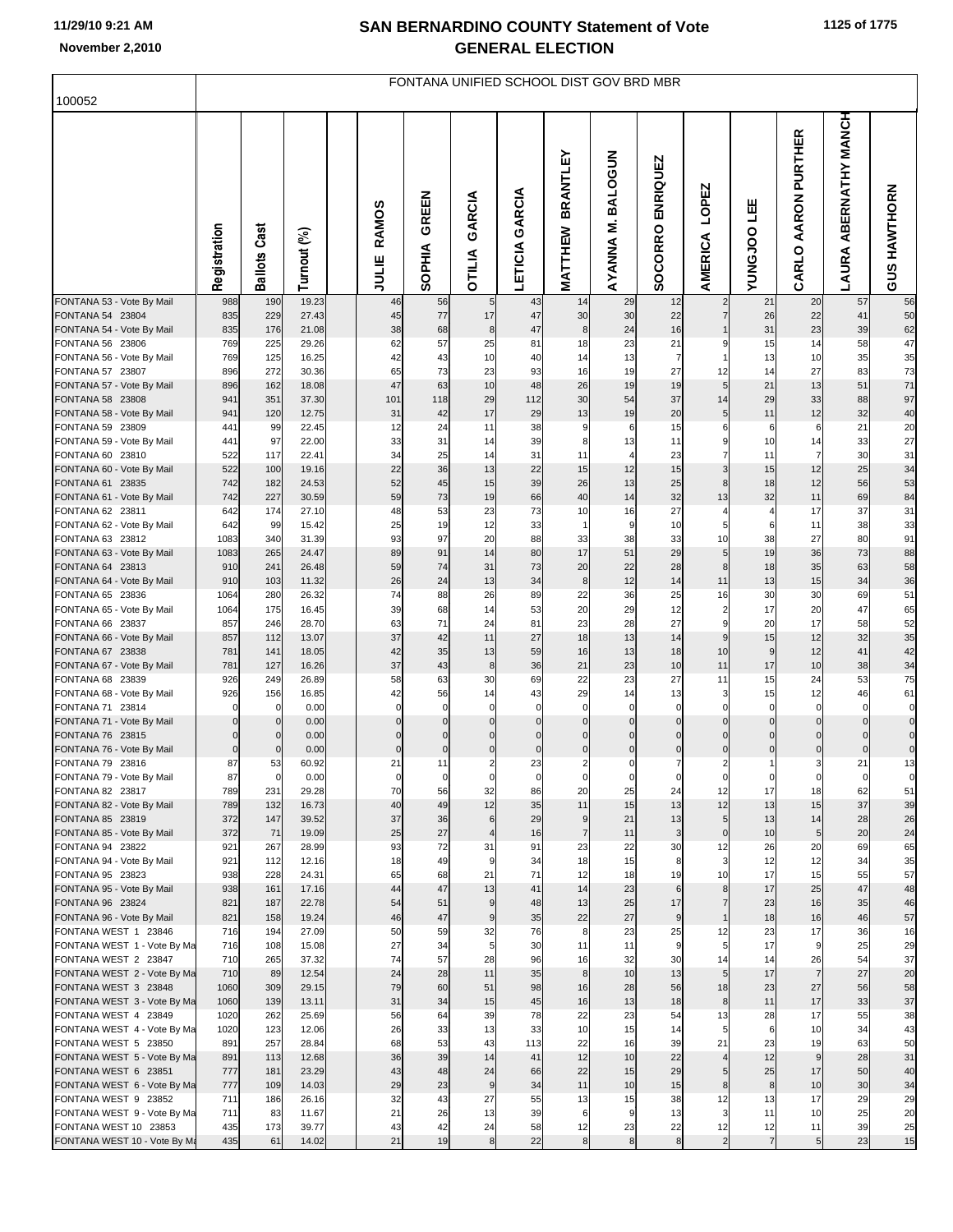# SAN BERNARDINO COUNTY Statement of Vote
# GENERAL ELECTION

100052

FONTANA UNIFIED SCHOOL DIST GOV BRD MBR

| | Registration | Ballots Cast | Turnout (%) | JULIE RAMOS | SOPHIA GREEN | OTILIA GARCIA | LETICIA GARCIA | MATTHEW BRANTLEY | AYANNA M. BALOGUN | SOCORRO ENRIQUEZ | AMERICA LOPEZ | YUNGJOO LEE | CARLO AARON PURTHER | LAURA ABERNATHY MANCH | GUS HAWTHORN |
|---|---|---|---|---|---|---|---|---|---|---|---|---|---|---|---|
| FONTANA 53 - Vote By Mail | 988 | 190 | 19.23 | 46 | 56 | 5 | 43 | 14 | 29 | 12 | 2 | 21 | 20 | 57 | 56 |
| FONTANA 54 23804 | 835 | 229 | 27.43 | 45 | 77 | 17 | 47 | 30 | 30 | 22 | 7 | 26 | 22 | 41 | 50 |
| FONTANA 54 - Vote By Mail | 835 | 176 | 21.08 | 38 | 68 | 8 | 47 | 8 | 24 | 16 | 1 | 31 | 23 | 39 | 62 |
| FONTANA 56 23806 | 769 | 225 | 29.26 | 62 | 57 | 25 | 81 | 18 | 23 | 21 | 9 | 15 | 14 | 58 | 47 |
| FONTANA 56 - Vote By Mail | 769 | 125 | 16.25 | 42 | 43 | 10 | 40 | 14 | 13 | 7 | 1 | 13 | 10 | 35 | 35 |
| FONTANA 57 23807 | 896 | 272 | 30.36 | 65 | 73 | 23 | 93 | 16 | 19 | 27 | 12 | 14 | 27 | 83 | 73 |
| FONTANA 57 - Vote By Mail | 896 | 162 | 18.08 | 47 | 63 | 10 | 48 | 26 | 19 | 19 | 5 | 21 | 13 | 51 | 71 |
| FONTANA 58 23808 | 941 | 351 | 37.30 | 101 | 118 | 29 | 112 | 30 | 54 | 37 | 14 | 29 | 33 | 88 | 97 |
| FONTANA 58 - Vote By Mail | 941 | 120 | 12.75 | 31 | 42 | 17 | 29 | 13 | 19 | 20 | 5 | 11 | 12 | 32 | 40 |
| FONTANA 59 23809 | 441 | 99 | 22.45 | 12 | 24 | 11 | 38 | 9 | 6 | 15 | 6 | 6 | 6 | 21 | 20 |
| FONTANA 59 - Vote By Mail | 441 | 97 | 22.00 | 33 | 31 | 14 | 39 | 8 | 13 | 11 | 9 | 10 | 14 | 33 | 27 |
| FONTANA 60 23810 | 522 | 117 | 22.41 | 34 | 25 | 14 | 31 | 11 | 4 | 23 | 7 | 11 | 7 | 30 | 31 |
| FONTANA 60 - Vote By Mail | 522 | 100 | 19.16 | 22 | 36 | 13 | 22 | 15 | 12 | 15 | 3 | 15 | 12 | 25 | 34 |
| FONTANA 61 23835 | 742 | 182 | 24.53 | 52 | 45 | 15 | 39 | 26 | 13 | 25 | 8 | 18 | 12 | 56 | 53 |
| FONTANA 61 - Vote By Mail | 742 | 227 | 30.59 | 59 | 73 | 19 | 66 | 40 | 14 | 32 | 13 | 32 | 11 | 69 | 84 |
| FONTANA 62 23811 | 642 | 174 | 27.10 | 48 | 53 | 23 | 73 | 10 | 16 | 27 | 4 | 4 | 17 | 37 | 31 |
| FONTANA 62 - Vote By Mail | 642 | 99 | 15.42 | 25 | 19 | 12 | 33 | 1 | 9 | 10 | 5 | 6 | 11 | 38 | 33 |
| FONTANA 63 23812 | 1083 | 340 | 31.39 | 93 | 97 | 20 | 88 | 33 | 38 | 33 | 10 | 38 | 27 | 80 | 91 |
| FONTANA 63 - Vote By Mail | 1083 | 265 | 24.47 | 89 | 91 | 14 | 80 | 17 | 51 | 29 | 5 | 19 | 36 | 73 | 88 |
| FONTANA 64 23813 | 910 | 241 | 26.48 | 59 | 74 | 31 | 73 | 20 | 22 | 28 | 8 | 18 | 35 | 63 | 58 |
| FONTANA 64 - Vote By Mail | 910 | 103 | 11.32 | 26 | 24 | 13 | 34 | 8 | 12 | 14 | 11 | 13 | 15 | 34 | 36 |
| FONTANA 65 23836 | 1064 | 280 | 26.32 | 74 | 88 | 26 | 89 | 22 | 36 | 25 | 16 | 30 | 30 | 69 | 51 |
| FONTANA 65 - Vote By Mail | 1064 | 175 | 16.45 | 39 | 68 | 14 | 53 | 20 | 29 | 12 | 2 | 17 | 20 | 47 | 65 |
| FONTANA 66 23837 | 857 | 246 | 28.70 | 63 | 71 | 24 | 81 | 23 | 28 | 27 | 9 | 20 | 17 | 58 | 52 |
| FONTANA 66 - Vote By Mail | 857 | 112 | 13.07 | 37 | 42 | 11 | 27 | 18 | 13 | 14 | 9 | 15 | 12 | 32 | 35 |
| FONTANA 67 23838 | 781 | 141 | 18.05 | 42 | 35 | 13 | 59 | 16 | 13 | 18 | 10 | 9 | 12 | 41 | 42 |
| FONTANA 67 - Vote By Mail | 781 | 127 | 16.26 | 37 | 43 | 8 | 36 | 21 | 23 | 10 | 11 | 17 | 10 | 38 | 34 |
| FONTANA 68 23839 | 926 | 249 | 26.89 | 58 | 63 | 30 | 69 | 22 | 23 | 27 | 11 | 15 | 24 | 53 | 75 |
| FONTANA 68 - Vote By Mail | 926 | 156 | 16.85 | 42 | 56 | 14 | 43 | 29 | 14 | 13 | 3 | 15 | 12 | 46 | 61 |
| FONTANA 71 23814 | 0 | 0 | 0.00 | 0 | 0 | 0 | 0 | 0 | 0 | 0 | 0 | 0 | 0 | 0 | 0 |
| FONTANA 71 - Vote By Mail | 0 | 0 | 0.00 | 0 | 0 | 0 | 0 | 0 | 0 | 0 | 0 | 0 | 0 | 0 | 0 |
| FONTANA 76 23815 | 0 | 0 | 0.00 | 0 | 0 | 0 | 0 | 0 | 0 | 0 | 0 | 0 | 0 | 0 | 0 |
| FONTANA 76 - Vote By Mail | 0 | 0 | 0.00 | 0 | 0 | 0 | 0 | 0 | 0 | 0 | 0 | 0 | 0 | 0 | 0 |
| FONTANA 79 23816 | 87 | 53 | 60.92 | 21 | 11 | 2 | 23 | 2 | 0 | 7 | 2 | 1 | 3 | 21 | 13 |
| FONTANA 79 - Vote By Mail | 87 | 0 | 0.00 | 0 | 0 | 0 | 0 | 0 | 0 | 0 | 0 | 0 | 0 | 0 | 0 |
| FONTANA 82 23817 | 789 | 231 | 29.28 | 70 | 56 | 32 | 86 | 20 | 25 | 24 | 12 | 17 | 18 | 62 | 51 |
| FONTANA 82 - Vote By Mail | 789 | 132 | 16.73 | 40 | 49 | 12 | 35 | 11 | 15 | 13 | 12 | 13 | 15 | 37 | 39 |
| FONTANA 85 23819 | 372 | 147 | 39.52 | 37 | 36 | 6 | 29 | 9 | 21 | 13 | 5 | 13 | 14 | 28 | 26 |
| FONTANA 85 - Vote By Mail | 372 | 71 | 19.09 | 25 | 27 | 4 | 16 | 7 | 11 | 3 | 0 | 10 | 5 | 20 | 24 |
| FONTANA 94 23822 | 921 | 267 | 28.99 | 93 | 72 | 31 | 91 | 23 | 22 | 30 | 12 | 26 | 20 | 69 | 65 |
| FONTANA 94 - Vote By Mail | 921 | 112 | 12.16 | 18 | 49 | 9 | 34 | 18 | 15 | 8 | 3 | 12 | 12 | 34 | 35 |
| FONTANA 95 23823 | 938 | 228 | 24.31 | 65 | 68 | 21 | 71 | 12 | 18 | 19 | 10 | 17 | 15 | 55 | 57 |
| FONTANA 95 - Vote By Mail | 938 | 161 | 17.16 | 44 | 47 | 13 | 41 | 14 | 23 | 6 | 8 | 17 | 25 | 47 | 48 |
| FONTANA 96 23824 | 821 | 187 | 22.78 | 54 | 51 | 9 | 48 | 13 | 25 | 17 | 7 | 23 | 16 | 35 | 46 |
| FONTANA 96 - Vote By Mail | 821 | 158 | 19.24 | 46 | 47 | 9 | 35 | 22 | 27 | 9 | 1 | 18 | 16 | 46 | 57 |
| FONTANA WEST 1 23846 | 716 | 194 | 27.09 | 50 | 59 | 32 | 76 | 8 | 23 | 25 | 12 | 23 | 17 | 36 | 16 |
| FONTANA WEST 1 - Vote By Ma | 716 | 108 | 15.08 | 27 | 34 | 5 | 30 | 11 | 11 | 9 | 5 | 17 | 9 | 25 | 29 |
| FONTANA WEST 2 23847 | 710 | 265 | 37.32 | 74 | 57 | 28 | 96 | 16 | 32 | 30 | 14 | 14 | 26 | 54 | 37 |
| FONTANA WEST 2 - Vote By Ma | 710 | 89 | 12.54 | 24 | 28 | 11 | 35 | 8 | 10 | 13 | 5 | 17 | 7 | 27 | 20 |
| FONTANA WEST 3 23848 | 1060 | 309 | 29.15 | 79 | 60 | 51 | 98 | 16 | 28 | 56 | 18 | 23 | 27 | 56 | 58 |
| FONTANA WEST 3 - Vote By Ma | 1060 | 139 | 13.11 | 31 | 34 | 15 | 45 | 16 | 13 | 18 | 8 | 11 | 17 | 33 | 37 |
| FONTANA WEST 4 23849 | 1020 | 262 | 25.69 | 56 | 64 | 39 | 78 | 22 | 23 | 54 | 13 | 28 | 17 | 55 | 38 |
| FONTANA WEST 4 - Vote By Ma | 1020 | 123 | 12.06 | 26 | 33 | 13 | 33 | 10 | 15 | 14 | 5 | 6 | 10 | 34 | 43 |
| FONTANA WEST 5 23850 | 891 | 257 | 28.84 | 68 | 53 | 43 | 113 | 22 | 16 | 39 | 21 | 23 | 19 | 63 | 50 |
| FONTANA WEST 5 - Vote By Ma | 891 | 113 | 12.68 | 36 | 39 | 14 | 41 | 12 | 10 | 22 | 4 | 12 | 9 | 28 | 31 |
| FONTANA WEST 6 23851 | 777 | 181 | 23.29 | 43 | 48 | 24 | 66 | 22 | 15 | 29 | 5 | 25 | 17 | 50 | 40 |
| FONTANA WEST 6 - Vote By Ma | 777 | 109 | 14.03 | 29 | 23 | 9 | 34 | 11 | 10 | 15 | 8 | 8 | 10 | 30 | 34 |
| FONTANA WEST 9 23852 | 711 | 186 | 26.16 | 32 | 43 | 27 | 55 | 13 | 15 | 38 | 12 | 13 | 17 | 29 | 29 |
| FONTANA WEST 9 - Vote By Ma | 711 | 83 | 11.67 | 21 | 26 | 13 | 39 | 6 | 9 | 13 | 3 | 11 | 10 | 25 | 20 |
| FONTANA WEST 10 23853 | 435 | 173 | 39.77 | 43 | 42 | 24 | 58 | 12 | 23 | 22 | 12 | 12 | 11 | 39 | 25 |
| FONTANA WEST 10 - Vote By Ma | 435 | 61 | 14.02 | 21 | 19 | 8 | 22 | 8 | 8 | 8 | 2 | 7 | 5 | 23 | 15 |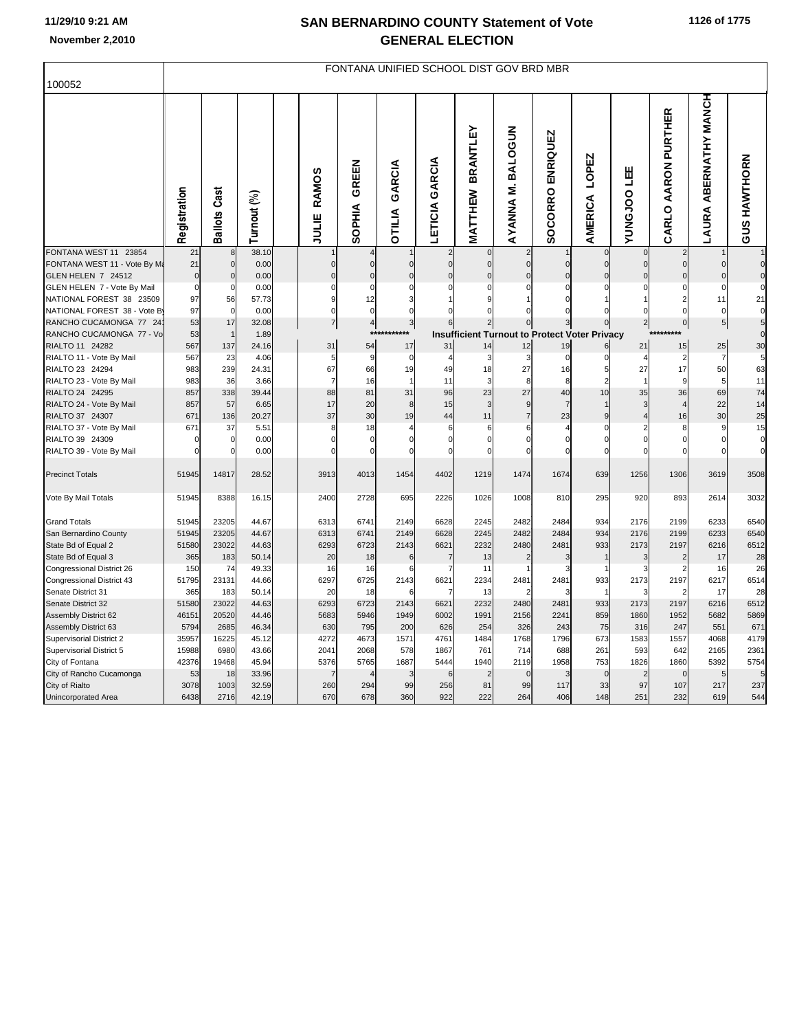# SAN BERNARDINO COUNTY Statement of Vote
# GENERAL ELECTION

11/29/10 9:21 AM
November 2,2010

FONTANA UNIFIED SCHOOL DIST GOV BRD MBR

100052

| | Registration | Ballots Cast | Turnout (%) | | JULIE RAMOS | SOPHIA GREEN | OTILIA GARCIA | LETICIA GARCIA | MATTHEW BRANTLEY | AYANNA M. BALOGUN | SOCORRO ENRIQUEZ | AMERICA LOPEZ | YUNGJOO LEE | CARLO AARON PURTHER | LAURA ABERNATHY MANCH | GUS HAWTHORN |
|---|---|---|---|---|---|---|---|---|---|---|---|---|---|---|---|---|
| FONTANA WEST 11 23854 | 21 | 8 | 38.10 | | 1 | 4 | 1 | 2 | 0 | 2 | 1 | 0 | 0 | 2 | 1 | 1 |
| FONTANA WEST 11 - Vote By Ma | 21 | 0 | 0.00 | | 0 | 0 | 0 | 0 | 0 | 0 | 0 | 0 | 0 | 0 | 0 | 0 |
| GLEN HELEN 7 24512 | 0 | 0 | 0.00 | | 0 | 0 | 0 | 0 | 0 | 0 | 0 | 0 | 0 | 0 | 0 | 0 |
| GLEN HELEN 7 - Vote By Mail | 0 | 0 | 0.00 | | 0 | 0 | 0 | 0 | 0 | 0 | 0 | 0 | 0 | 0 | 0 | 0 |
| NATIONAL FOREST 38 23509 | 97 | 56 | 57.73 | | 9 | 12 | 3 | 1 | 9 | 1 | 0 | 1 | 1 | 2 | 11 | 21 |
| NATIONAL FOREST 38 - Vote By | 97 | 0 | 0.00 | | 0 | 0 | 0 | 0 | 0 | 0 | 0 | 0 | 0 | 0 | 0 | 0 |
| RANCHO CUCAMONGA 77 24 | 53 | 17 | 32.08 | | 7 | 4 | 3 | 6 | 2 | 0 | 3 | 0 | 2 | 0 | 5 | 5 |
| RANCHO CUCAMONGA 77 - Vo | 53 | 1 | 1.89 | | | *********** | | Insufficient Turnout to Protect Voter Privacy | | | | | | ********* | | 0 |
| RIALTO 11 24282 | 567 | 137 | 24.16 | | 31 | 54 | 17 | 31 | 14 | 12 | 19 | 6 | 21 | 15 | 25 | 30 |
| RIALTO 11 - Vote By Mail | 567 | 23 | 4.06 | | 5 | 9 | 0 | 4 | 3 | 3 | 0 | 0 | 4 | 2 | 7 | 5 |
| RIALTO 23 24294 | 983 | 239 | 24.31 | | 67 | 66 | 19 | 49 | 18 | 27 | 16 | 5 | 27 | 17 | 50 | 63 |
| RIALTO 23 - Vote By Mail | 983 | 36 | 3.66 | | 7 | 16 | 1 | 11 | 3 | 8 | 8 | 2 | 1 | 9 | 5 | 11 |
| RIALTO 24 24295 | 857 | 338 | 39.44 | | 88 | 81 | 31 | 96 | 23 | 27 | 40 | 10 | 35 | 36 | 69 | 74 |
| RIALTO 24 - Vote By Mail | 857 | 57 | 6.65 | | 17 | 20 | 8 | 15 | 3 | 9 | 7 | 1 | 3 | 4 | 22 | 14 |
| RIALTO 37 24307 | 671 | 136 | 20.27 | | 37 | 30 | 19 | 44 | 11 | 7 | 23 | 9 | 4 | 16 | 30 | 25 |
| RIALTO 37 - Vote By Mail | 671 | 37 | 5.51 | | 8 | 18 | 4 | 6 | 6 | 6 | 4 | 0 | 2 | 8 | 9 | 15 |
| RIALTO 39 24309 | 0 | 0 | 0.00 | | 0 | 0 | 0 | 0 | 0 | 0 | 0 | 0 | 0 | 0 | 0 | 0 |
| RIALTO 39 - Vote By Mail | 0 | 0 | 0.00 | | 0 | 0 | 0 | 0 | 0 | 0 | 0 | 0 | 0 | 0 | 0 | 0 |
| Precinct Totals | 51945 | 14817 | 28.52 | | 3913 | 4013 | 1454 | 4402 | 1219 | 1474 | 1674 | 639 | 1256 | 1306 | 3619 | 3508 |
| Vote By Mail Totals | 51945 | 8388 | 16.15 | | 2400 | 2728 | 695 | 2226 | 1026 | 1008 | 810 | 295 | 920 | 893 | 2614 | 3032 |
| Grand Totals | 51945 | 23205 | 44.67 | | 6313 | 6741 | 2149 | 6628 | 2245 | 2482 | 2484 | 934 | 2176 | 2199 | 6233 | 6540 |
| San Bernardino County | 51945 | 23205 | 44.67 | | 6313 | 6741 | 2149 | 6628 | 2245 | 2482 | 2484 | 934 | 2176 | 2199 | 6233 | 6540 |
| State Bd of Equal 2 | 51580 | 23022 | 44.63 | | 6293 | 6723 | 2143 | 6621 | 2232 | 2480 | 2481 | 933 | 2173 | 2197 | 6216 | 6512 |
| State Bd of Equal 3 | 365 | 183 | 50.14 | | 20 | 18 | 6 | 7 | 13 | 2 | 3 | 1 | 3 | 2 | 17 | 28 |
| Congressional District 26 | 150 | 74 | 49.33 | | 16 | 16 | 6 | 7 | 11 | 1 | 3 | 1 | 3 | 2 | 16 | 26 |
| Congressional District 43 | 51795 | 23131 | 44.66 | | 6297 | 6725 | 2143 | 6621 | 2234 | 2481 | 2481 | 933 | 2173 | 2197 | 6217 | 6514 |
| Senate District 31 | 365 | 183 | 50.14 | | 20 | 18 | 6 | 7 | 13 | 2 | 3 | 1 | 3 | 2 | 17 | 28 |
| Senate District 32 | 51580 | 23022 | 44.63 | | 6293 | 6723 | 2143 | 6621 | 2232 | 2480 | 2481 | 933 | 2173 | 2197 | 6216 | 6512 |
| Assembly District 62 | 46151 | 20520 | 44.46 | | 5683 | 5946 | 1949 | 6002 | 1991 | 2156 | 2241 | 859 | 1860 | 1952 | 5682 | 5869 |
| Assembly District 63 | 5794 | 2685 | 46.34 | | 630 | 795 | 200 | 626 | 254 | 326 | 243 | 75 | 316 | 247 | 551 | 671 |
| Supervisorial District 2 | 35957 | 16225 | 45.12 | | 4272 | 4673 | 1571 | 4761 | 1484 | 1768 | 1796 | 673 | 1583 | 1557 | 4068 | 4179 |
| Supervisorial District 5 | 15988 | 6980 | 43.66 | | 2041 | 2068 | 578 | 1867 | 761 | 714 | 688 | 261 | 593 | 642 | 2165 | 2361 |
| City of Fontana | 42376 | 19468 | 45.94 | | 5376 | 5765 | 1687 | 5444 | 1940 | 2119 | 1958 | 753 | 1826 | 1860 | 5392 | 5754 |
| City of Rancho Cucamonga | 53 | 18 | 33.96 | | 7 | 4 | 3 | 6 | 2 | 0 | 3 | 0 | 2 | 0 | 5 | 5 |
| City of Rialto | 3078 | 1003 | 32.59 | | 260 | 294 | 99 | 256 | 81 | 99 | 117 | 33 | 97 | 107 | 217 | 237 |
| Unincorporated Area | 6438 | 2716 | 42.19 | | 670 | 678 | 360 | 922 | 222 | 264 | 406 | 148 | 251 | 232 | 619 | 544 |